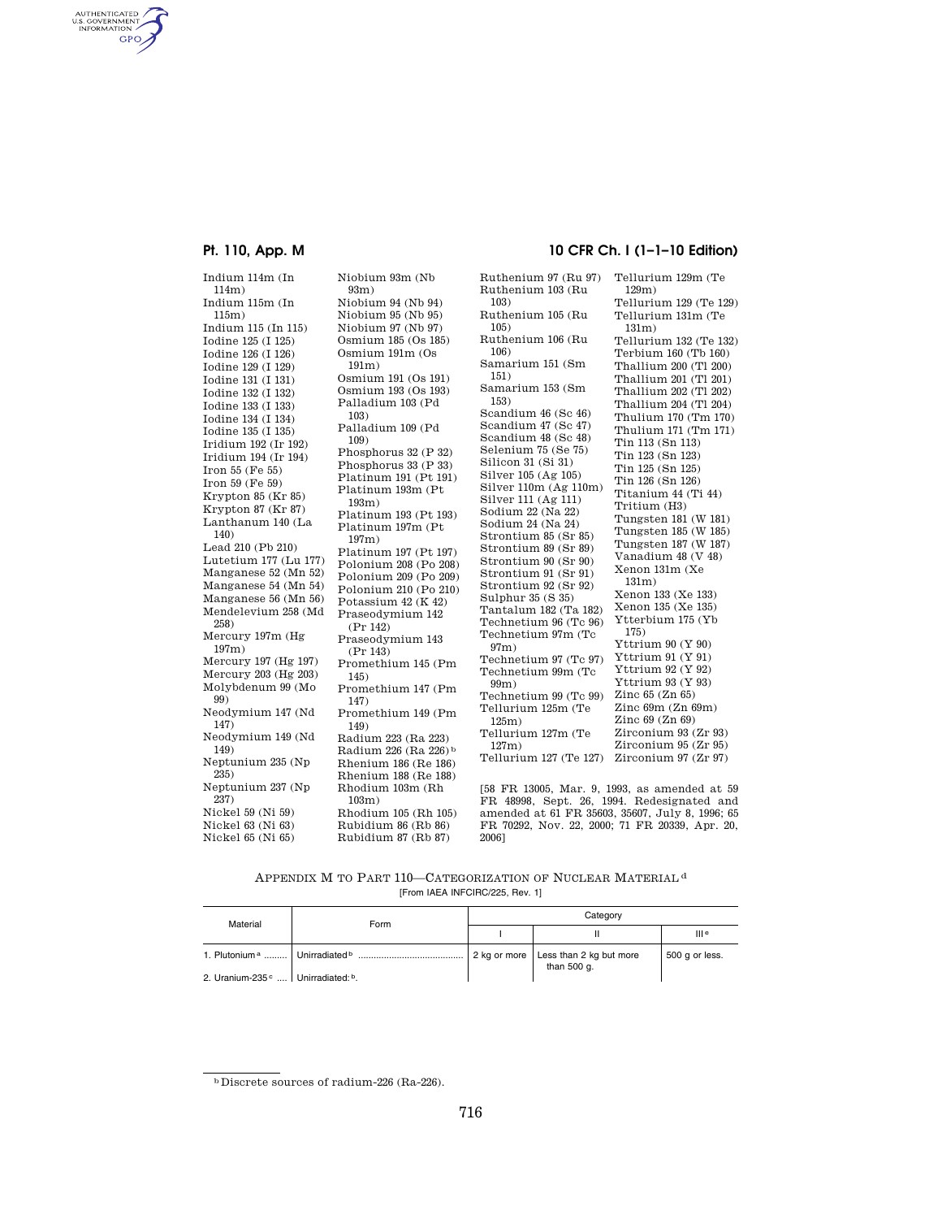Indium 114m (In 114m)
Indium 115m (In 115m)
Indium 115 (In 115)
Iodine 125 (I 125)
Iodine 126 (I 126)
Iodine 129 (I 129)
Iodine 131 (I 131)
Iodine 132 (I 132)
Iodine 133 (I 133)
Iodine 134 (I 134)
Iodine 135 (I 135)
Iridium 192 (Ir 192)
Iridium 194 (Ir 194)
Iron 55 (Fe 55)
Iron 59 (Fe 59)
Krypton 85 (Kr 85)
Krypton 87 (Kr 87)
Lanthanum 140 (La 140)
Lead 210 (Pb 210)
Lutetium 177 (Lu 177)
Manganese 52 (Mn 52)
Manganese 54 (Mn 54)
Manganese 56 (Mn 56)
Mendelevium 258 (Md 258)
Mercury 197m (Hg 197m)
Mercury 197 (Hg 197)
Mercury 203 (Hg 203)
Molybdenum 99 (Mo 99)
Neodymium 147 (Nd 147)
Neodymium 149 (Nd 149)
Neptunium 235 (Np 235)
Neptunium 237 (Np 237)
Nickel 59 (Ni 59)
Nickel 63 (Ni 63)
Nickel 65 (Ni 65)
Niobium 93m (Nb 93m)
Niobium 94 (Nb 94)
Niobium 95 (Nb 95)
Niobium 97 (Nb 97)
Osmium 185 (Os 185)
Osmium 191m (Os 191m)
Osmium 191 (Os 191)
Osmium 193 (Os 193)
Palladium 103 (Pd 103)
Palladium 109 (Pd 109)
Phosphorus 32 (P 32)
Phosphorus 33 (P 33)
Platinum 191 (Pt 191)
Platinum 193m (Pt 193m)
Platinum 193 (Pt 193)
Platinum 197m (Pt 197m)
Platinum 197 (Pt 197)
Polonium 208 (Po 208)
Polonium 209 (Po 209)
Polonium 210 (Po 210)
Potassium 42 (K 42)
Praseodymium 142 (Pr 142)
Praseodymium 143 (Pr 143)
Promethium 145 (Pm 145)
Promethium 147 (Pm 147)
Promethium 149 (Pm 149)
Radium 223 (Ra 223)
Radium 226 (Ra 226)[b]
Rhenium 186 (Re 186)
Rhenium 188 (Re 188)
Rhodium 103m (Rh 103m)
Rhodium 105 (Rh 105)
Rubidium 86 (Rb 86)
Rubidium 87 (Rb 87)
Ruthenium 97 (Ru 97)
Ruthenium 103 (Ru 103)
Ruthenium 105 (Ru 105)
Ruthenium 106 (Ru 106)
Samarium 151 (Sm 151)
Samarium 153 (Sm 153)
Scandium 46 (Sc 46)
Scandium 47 (Sc 47)
Scandium 48 (Sc 48)
Selenium 75 (Se 75)
Silicon 31 (Si 31)
Silver 105 (Ag 105)
Silver 110m (Ag 110m)
Silver 111 (Ag 111)
Sodium 22 (Na 22)
Sodium 24 (Na 24)
Strontium 85 (Sr 85)
Strontium 89 (Sr 89)
Strontium 90 (Sr 90)
Strontium 91 (Sr 91)
Strontium 92 (Sr 92)
Sulphur 35 (S 35)
Tantalum 182 (Ta 182)
Technetium 96 (Tc 96)
Technetium 97m (Tc 97m)
Technetium 97 (Tc 97)
Technetium 99m (Tc 99m)
Technetium 99 (Tc 99)
Tellurium 125m (Te 125m)
Tellurium 127m (Te 127m)
Tellurium 127 (Te 127)
Tellurium 129m (Te 129m)
Tellurium 129 (Te 129)
Tellurium 131m (Te 131m)
Tellurium 132 (Te 132)
Terbium 160 (Tb 160)
Thallium 200 (Tl 200)
Thallium 201 (Tl 201)
Thallium 202 (Tl 202)
Thallium 204 (Tl 204)
Thulium 170 (Tm 170)
Thulium 171 (Tm 171)
Tin 113 (Sn 113)
Tin 123 (Sn 123)
Tin 125 (Sn 125)
Tin 126 (Sn 126)
Titanium 44 (Ti 44)
Tritium (H3)
Tungsten 181 (W 181)
Tungsten 185 (W 185)
Tungsten 187 (W 187)
Vanadium 48 (V 48)
Xenon 131m (Xe 131m)
Xenon 133 (Xe 133)
Xenon 135 (Xe 135)
Ytterbium 175 (Yb 175)
Yttrium 90 (Y 90)
Yttrium 91 (Y 91)
Yttrium 92 (Y 92)
Yttrium 93 (Y 93)
Zinc 65 (Zn 65)
Zinc 69m (Zn 69m)
Zinc 69 (Zn 69)
Zirconium 93 (Zr 93)
Zirconium 95 (Zr 95)
Zirconium 97 (Zr 97)

[58 FR 13005, Mar. 9, 1993, as amended at 59 FR 48998, Sept. 26, 1994. Redesignated and amended at 61 FR 35603, 35607, July 8, 1996; 65 FR 70292, Nov. 22, 2000; 71 FR 20339, Apr. 20, 2006]

## APPENDIX M TO PART 110—CATEGORIZATION OF NUCLEAR MATERIAL[d]

[From IAEA INFCIRC/225, Rev. 1]

| Material | Form | Category | | |
|---|---|---|---|---|
| | | I | II | III[e] |
| 1. Plutonium[a] | Unirradiated[b] | 2 kg or more | Less than 2 kg but more than 500 g. | 500 g or less. |
| 2. Uranium-235[c] | Unirradiated:[b]. | | | |

[b] Discrete sources of radium-226 (Ra-226).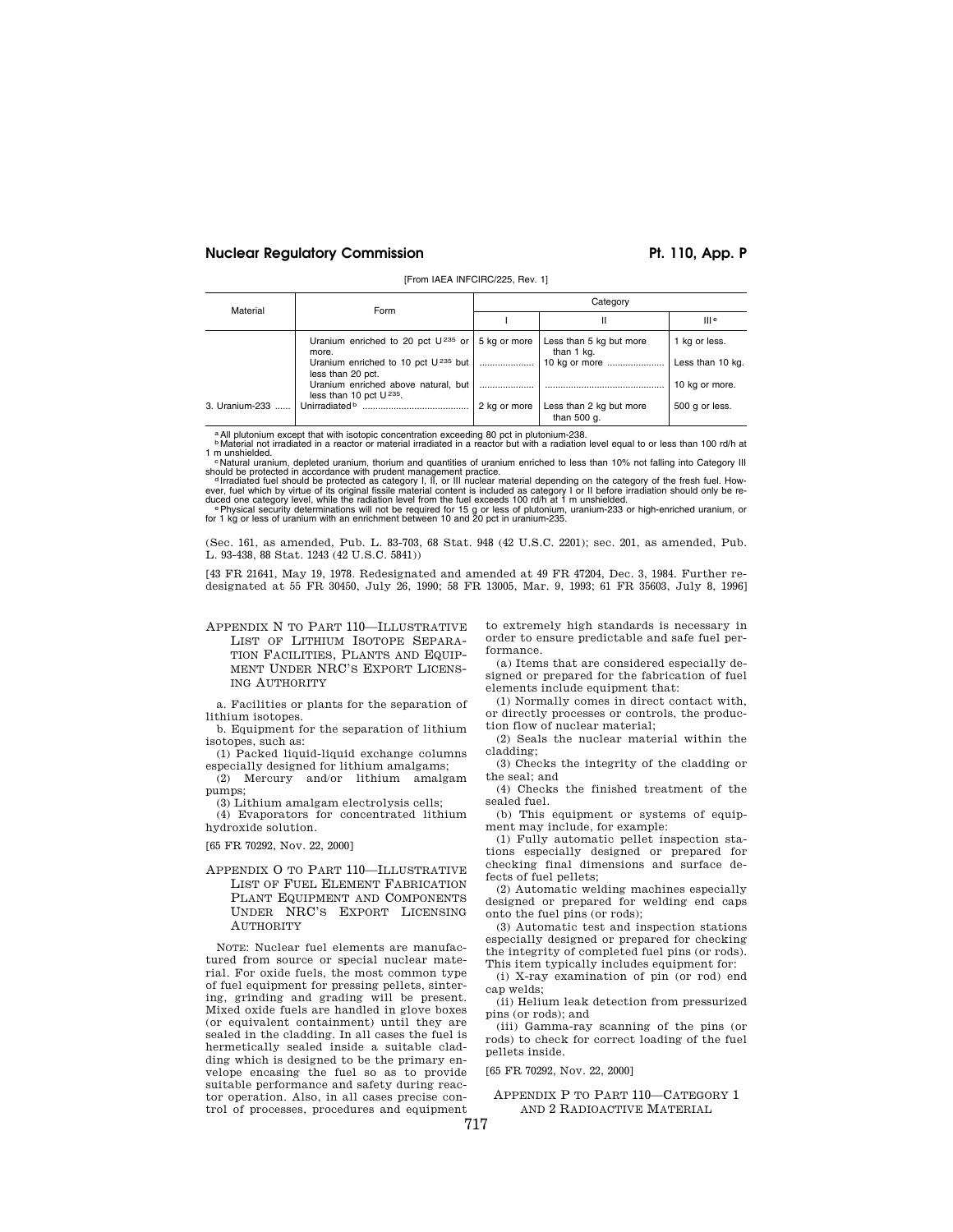[From IAEA INFCIRC/225, Rev. 1]

| Material | Form | Category | | |
|---|---|---|---|---|
| | | I | II | III [e] |
| | Uranium enriched to 20 pct $U^{235}$ or more. | 5 kg or more | Less than 5 kg but more than 1 kg. | 1 kg or less. |
| | Uranium enriched to 10 pct $U^{235}$ but less than 20 pct. | .................... | 10 kg or more ...................... | Less than 10 kg. |
| | Uranium enriched above natural, but less than 10 pct $U^{235}$. | .................... | ............................................ | 10 kg or more. |
| 3. Uranium-233 ...... | Unirradiated [b] ........................................ | 2 kg or more | Less than 2 kg but more than 500 g. | 500 g or less. |

[a] All plutonium except that with isotopic concentration exceeding 80 pct in plutonium-238.
[b] Material not irradiated in a reactor or material irradiated in a reactor but with a radiation level equal to or less than 100 rd/h at 1 m unshielded.
[c] Natural uranium, depleted uranium, thorium and quantities of uranium enriched to less than 10% not falling into Category III should be protected in accordance with prudent management practice.
[d] Irradiated fuel should be protected as category I, II, or III nuclear material depending on the category of the fresh fuel. However, fuel which by virtue of its original fissile material content is included as category I or II before irradiation should only be reduced one category level, while the radiation level from the fuel exceeds 100 rd/h at 1 m unshielded.
[e] Physical security determinations will not be required for 15 g or less of plutonium, uranium-233 or high-enriched uranium, or for 1 kg or less of uranium with an enrichment between 10 and 20 pct in uranium-235.

(Sec. 161, as amended, Pub. L. 83-703, 68 Stat. 948 (42 U.S.C. 2201); sec. 201, as amended, Pub. L. 93-438, 88 Stat. 1243 (42 U.S.C. 5841))

[43 FR 21641, May 19, 1978. Redesignated and amended at 49 FR 47204, Dec. 3, 1984. Further redesignated at 55 FR 30450, July 26, 1990; 58 FR 13005, Mar. 9, 1993; 61 FR 35603, July 8, 1996]

## Appendix N to Part 110—Illustrative List of Lithium Isotope Separation Facilities, Plants and Equipment Under NRC's Export Licensing Authority

a. Facilities or plants for the separation of lithium isotopes.

b. Equipment for the separation of lithium isotopes, such as:

(1) Packed liquid-liquid exchange columns especially designed for lithium amalgams;

(2) Mercury and/or lithium amalgam pumps;

(3) Lithium amalgam electrolysis cells;

(4) Evaporators for concentrated lithium hydroxide solution.

[65 FR 70292, Nov. 22, 2000]

## Appendix O to Part 110—Illustrative List of Fuel Element Fabrication Plant Equipment and Components Under NRC's Export Licensing Authority

NOTE: Nuclear fuel elements are manufactured from source or special nuclear material. For oxide fuels, the most common type of fuel equipment for pressing pellets, sintering, grinding and grading will be present. Mixed oxide fuels are handled in glove boxes (or equivalent containment) until they are sealed in the cladding. In all cases the fuel is hermetically sealed inside a suitable cladding which is designed to be the primary envelope encasing the fuel so as to provide suitable performance and safety during reactor operation. Also, in all cases precise control of processes, procedures and equipment to extremely high standards is necessary in order to ensure predictable and safe fuel performance.

(a) Items that are considered especially designed or prepared for the fabrication of fuel elements include equipment that:

(1) Normally comes in direct contact with, or directly processes or controls, the production flow of nuclear material;

(2) Seals the nuclear material within the cladding;

(3) Checks the integrity of the cladding or the seal; and

(4) Checks the finished treatment of the sealed fuel.

(b) This equipment or systems of equipment may include, for example:

(1) Fully automatic pellet inspection stations especially designed or prepared for checking final dimensions and surface defects of fuel pellets;

(2) Automatic welding machines especially designed or prepared for welding end caps onto the fuel pins (or rods);

(3) Automatic test and inspection stations especially designed or prepared for checking the integrity of completed fuel pins (or rods). This item typically includes equipment for:

(i) X-ray examination of pin (or rod) end cap welds;

(ii) Helium leak detection from pressurized pins (or rods); and

(iii) Gamma-ray scanning of the pins (or rods) to check for correct loading of the fuel pellets inside.

[65 FR 70292, Nov. 22, 2000]

## Appendix P to Part 110—Category 1 and 2 Radioactive Material